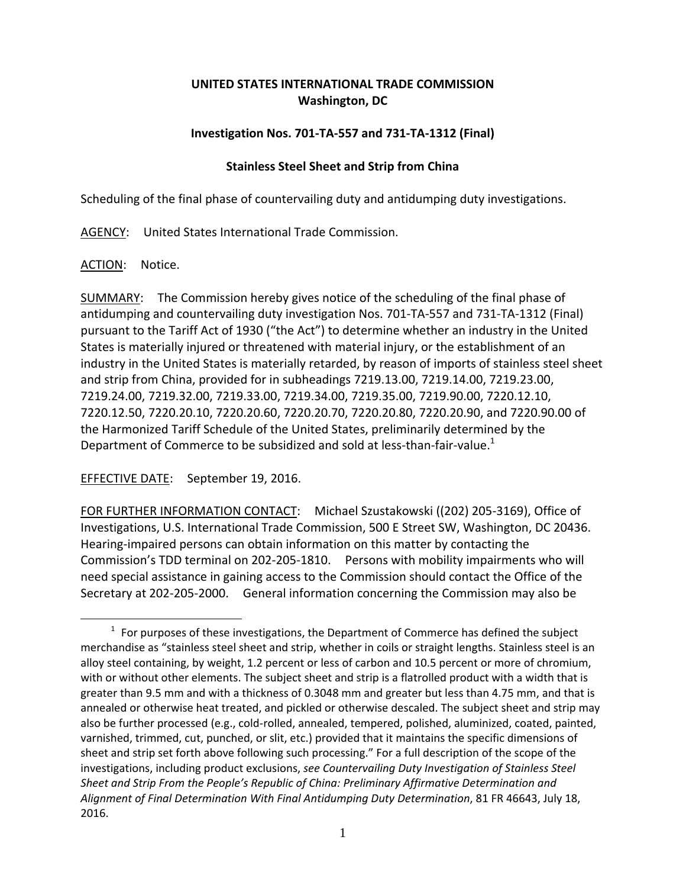**UNITED STATES INTERNATIONAL TRADE COMMISSION**
**Washington, DC**

**Investigation Nos. 701-TA-557 and 731-TA-1312 (Final)**

**Stainless Steel Sheet and Strip from China**

Scheduling of the final phase of countervailing duty and antidumping duty investigations.

AGENCY: United States International Trade Commission.

ACTION: Notice.

SUMMARY: The Commission hereby gives notice of the scheduling of the final phase of antidumping and countervailing duty investigation Nos. 701-TA-557 and 731-TA-1312 (Final) pursuant to the Tariff Act of 1930 ("the Act") to determine whether an industry in the United States is materially injured or threatened with material injury, or the establishment of an industry in the United States is materially retarded, by reason of imports of stainless steel sheet and strip from China, provided for in subheadings 7219.13.00, 7219.14.00, 7219.23.00, 7219.24.00, 7219.32.00, 7219.33.00, 7219.34.00, 7219.35.00, 7219.90.00, 7220.12.10, 7220.12.50, 7220.20.10, 7220.20.60, 7220.20.70, 7220.20.80, 7220.20.90, and 7220.90.00 of the Harmonized Tariff Schedule of the United States, preliminarily determined by the Department of Commerce to be subsidized and sold at less-than-fair-value.[1]

EFFECTIVE DATE: September 19, 2016.

FOR FURTHER INFORMATION CONTACT: Michael Szustakowski ((202) 205-3169), Office of Investigations, U.S. International Trade Commission, 500 E Street SW, Washington, DC 20436. Hearing-impaired persons can obtain information on this matter by contacting the Commission's TDD terminal on 202-205-1810. Persons with mobility impairments who will need special assistance in gaining access to the Commission should contact the Office of the Secretary at 202-205-2000. General information concerning the Commission may also be

---

[1] For purposes of these investigations, the Department of Commerce has defined the subject merchandise as "stainless steel sheet and strip, whether in coils or straight lengths. Stainless steel is an alloy steel containing, by weight, 1.2 percent or less of carbon and 10.5 percent or more of chromium, with or without other elements. The subject sheet and strip is a flatrolled product with a width that is greater than 9.5 mm and with a thickness of 0.3048 mm and greater but less than 4.75 mm, and that is annealed or otherwise heat treated, and pickled or otherwise descaled. The subject sheet and strip may also be further processed (e.g., cold-rolled, annealed, tempered, polished, aluminized, coated, painted, varnished, trimmed, cut, punched, or slit, etc.) provided that it maintains the specific dimensions of sheet and strip set forth above following such processing." For a full description of the scope of the investigations, including product exclusions, *see Countervailing Duty Investigation of Stainless Steel Sheet and Strip From the People's Republic of China: Preliminary Affirmative Determination and Alignment of Final Determination With Final Antidumping Duty Determination*, 81 FR 46643, July 18, 2016.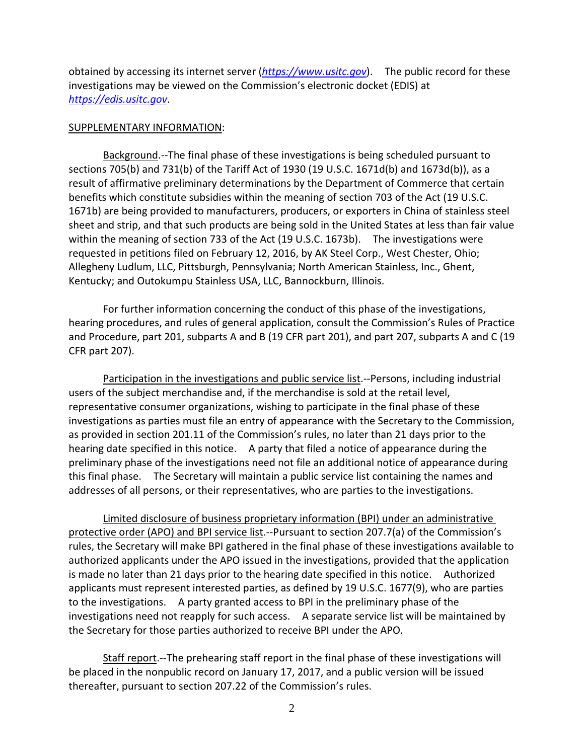obtained by accessing its internet server (*https://www.usitc.gov*). The public record for these investigations may be viewed on the Commission's electronic docket (EDIS) at *https://edis.usitc.gov*.

SUPPLEMENTARY INFORMATION:

Background.--The final phase of these investigations is being scheduled pursuant to sections 705(b) and 731(b) of the Tariff Act of 1930 (19 U.S.C. 1671d(b) and 1673d(b)), as a result of affirmative preliminary determinations by the Department of Commerce that certain benefits which constitute subsidies within the meaning of section 703 of the Act (19 U.S.C. 1671b) are being provided to manufacturers, producers, or exporters in China of stainless steel sheet and strip, and that such products are being sold in the United States at less than fair value within the meaning of section 733 of the Act (19 U.S.C. 1673b). The investigations were requested in petitions filed on February 12, 2016, by AK Steel Corp., West Chester, Ohio; Allegheny Ludlum, LLC, Pittsburgh, Pennsylvania; North American Stainless, Inc., Ghent, Kentucky; and Outokumpu Stainless USA, LLC, Bannockburn, Illinois.

For further information concerning the conduct of this phase of the investigations, hearing procedures, and rules of general application, consult the Commission's Rules of Practice and Procedure, part 201, subparts A and B (19 CFR part 201), and part 207, subparts A and C (19 CFR part 207).

Participation in the investigations and public service list.--Persons, including industrial users of the subject merchandise and, if the merchandise is sold at the retail level, representative consumer organizations, wishing to participate in the final phase of these investigations as parties must file an entry of appearance with the Secretary to the Commission, as provided in section 201.11 of the Commission's rules, no later than 21 days prior to the hearing date specified in this notice. A party that filed a notice of appearance during the preliminary phase of the investigations need not file an additional notice of appearance during this final phase. The Secretary will maintain a public service list containing the names and addresses of all persons, or their representatives, who are parties to the investigations.

Limited disclosure of business proprietary information (BPI) under an administrative protective order (APO) and BPI service list.--Pursuant to section 207.7(a) of the Commission's rules, the Secretary will make BPI gathered in the final phase of these investigations available to authorized applicants under the APO issued in the investigations, provided that the application is made no later than 21 days prior to the hearing date specified in this notice. Authorized applicants must represent interested parties, as defined by 19 U.S.C. 1677(9), who are parties to the investigations. A party granted access to BPI in the preliminary phase of the investigations need not reapply for such access. A separate service list will be maintained by the Secretary for those parties authorized to receive BPI under the APO.

Staff report.--The prehearing staff report in the final phase of these investigations will be placed in the nonpublic record on January 17, 2017, and a public version will be issued thereafter, pursuant to section 207.22 of the Commission's rules.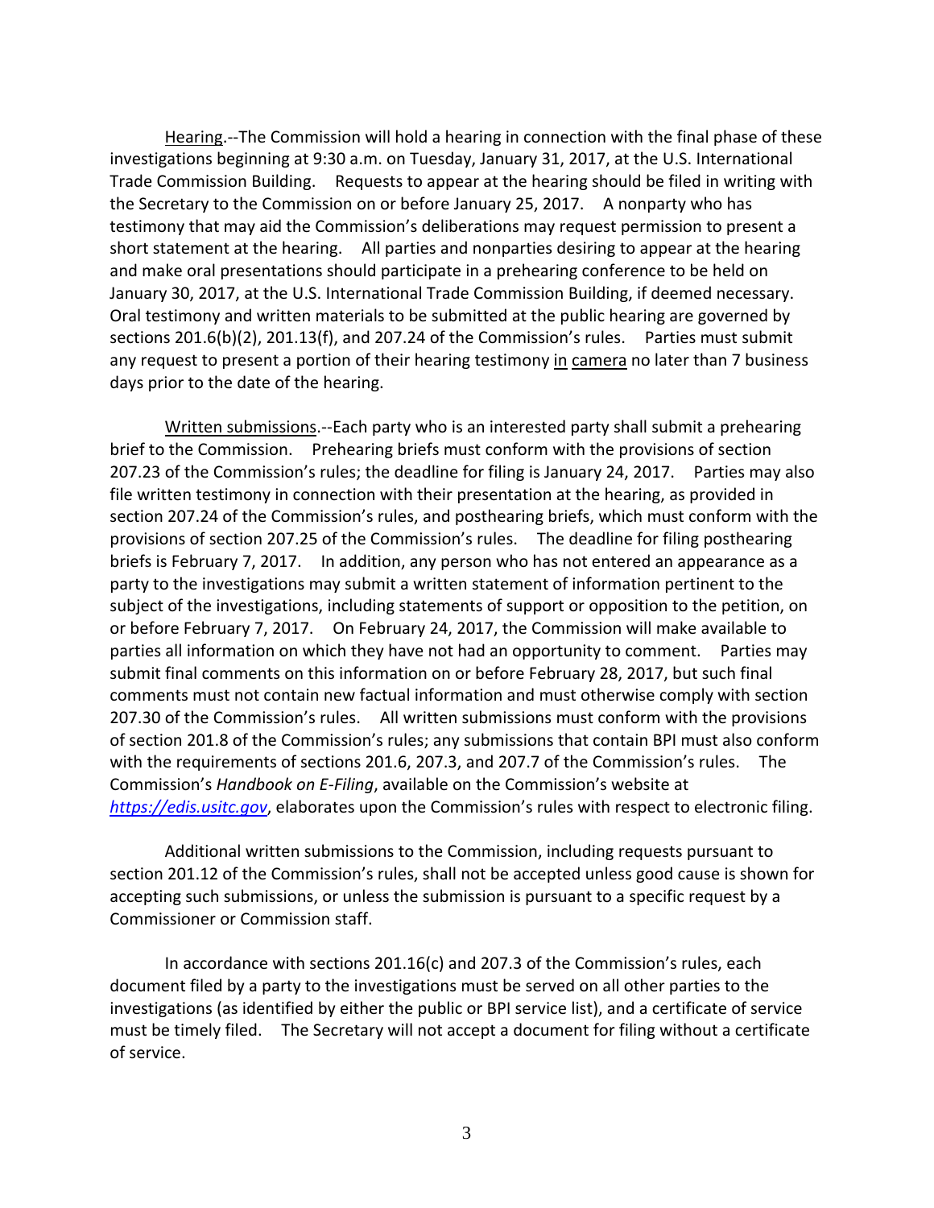Hearing.--The Commission will hold a hearing in connection with the final phase of these investigations beginning at 9:30 a.m. on Tuesday, January 31, 2017, at the U.S. International Trade Commission Building. Requests to appear at the hearing should be filed in writing with the Secretary to the Commission on or before January 25, 2017. A nonparty who has testimony that may aid the Commission's deliberations may request permission to present a short statement at the hearing. All parties and nonparties desiring to appear at the hearing and make oral presentations should participate in a prehearing conference to be held on January 30, 2017, at the U.S. International Trade Commission Building, if deemed necessary. Oral testimony and written materials to be submitted at the public hearing are governed by sections 201.6(b)(2), 201.13(f), and 207.24 of the Commission's rules. Parties must submit any request to present a portion of their hearing testimony in camera no later than 7 business days prior to the date of the hearing.

Written submissions.--Each party who is an interested party shall submit a prehearing brief to the Commission. Prehearing briefs must conform with the provisions of section 207.23 of the Commission's rules; the deadline for filing is January 24, 2017. Parties may also file written testimony in connection with their presentation at the hearing, as provided in section 207.24 of the Commission's rules, and posthearing briefs, which must conform with the provisions of section 207.25 of the Commission's rules. The deadline for filing posthearing briefs is February 7, 2017. In addition, any person who has not entered an appearance as a party to the investigations may submit a written statement of information pertinent to the subject of the investigations, including statements of support or opposition to the petition, on or before February 7, 2017. On February 24, 2017, the Commission will make available to parties all information on which they have not had an opportunity to comment. Parties may submit final comments on this information on or before February 28, 2017, but such final comments must not contain new factual information and must otherwise comply with section 207.30 of the Commission's rules. All written submissions must conform with the provisions of section 201.8 of the Commission's rules; any submissions that contain BPI must also conform with the requirements of sections 201.6, 207.3, and 207.7 of the Commission's rules. The Commission's *Handbook on E-Filing*, available on the Commission's website at *https://edis.usitc.gov*, elaborates upon the Commission's rules with respect to electronic filing.

Additional written submissions to the Commission, including requests pursuant to section 201.12 of the Commission's rules, shall not be accepted unless good cause is shown for accepting such submissions, or unless the submission is pursuant to a specific request by a Commissioner or Commission staff.

In accordance with sections 201.16(c) and 207.3 of the Commission's rules, each document filed by a party to the investigations must be served on all other parties to the investigations (as identified by either the public or BPI service list), and a certificate of service must be timely filed. The Secretary will not accept a document for filing without a certificate of service.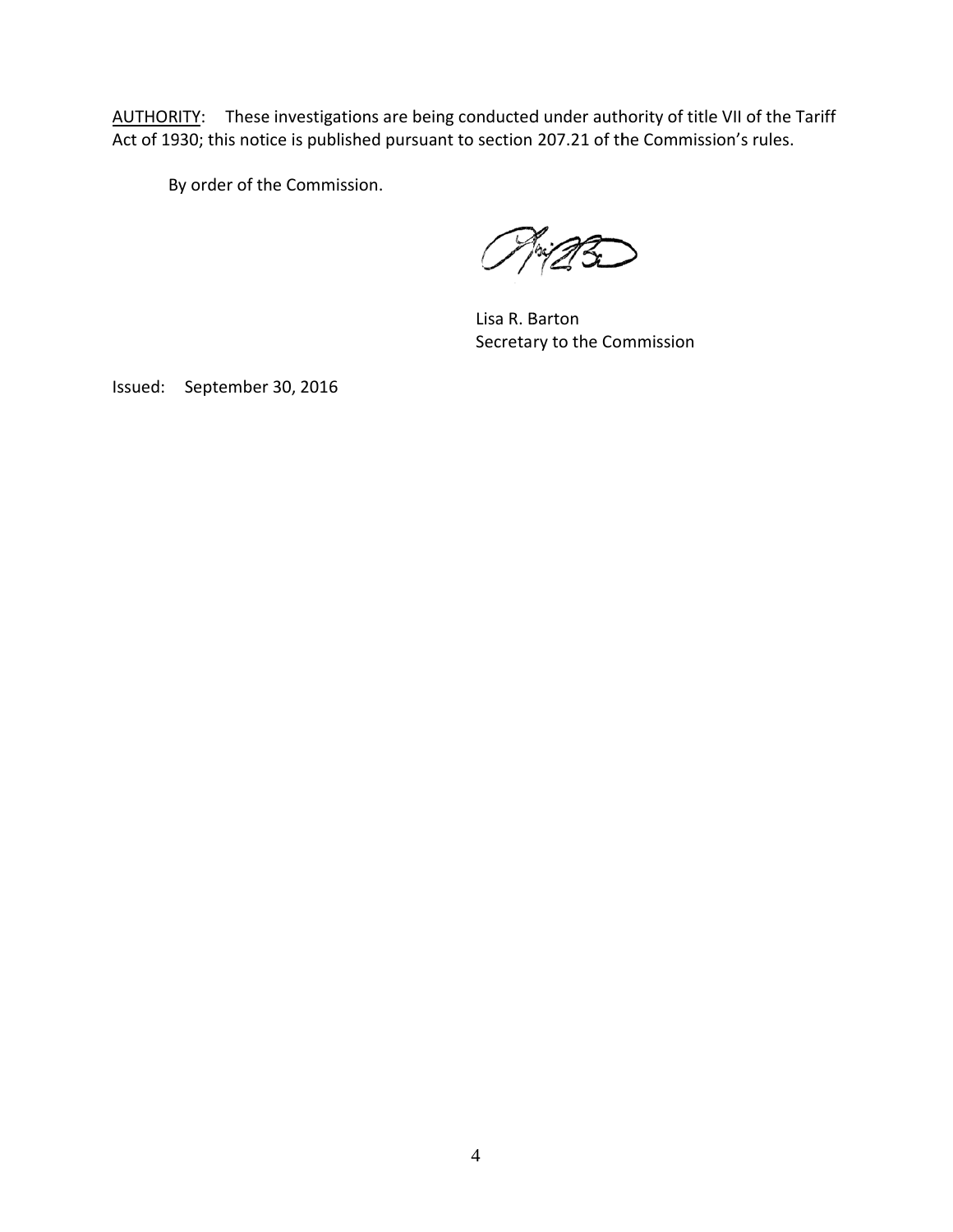<u>AUTHORITY</u>: These investigations are being conducted under authority of title VII of the Tariff Act of 1930; this notice is published pursuant to section 207.21 of the Commission's rules.

By order of the Commission.

Lisa R. Barton
Secretary to the Commission

Issued: September 30, 2016